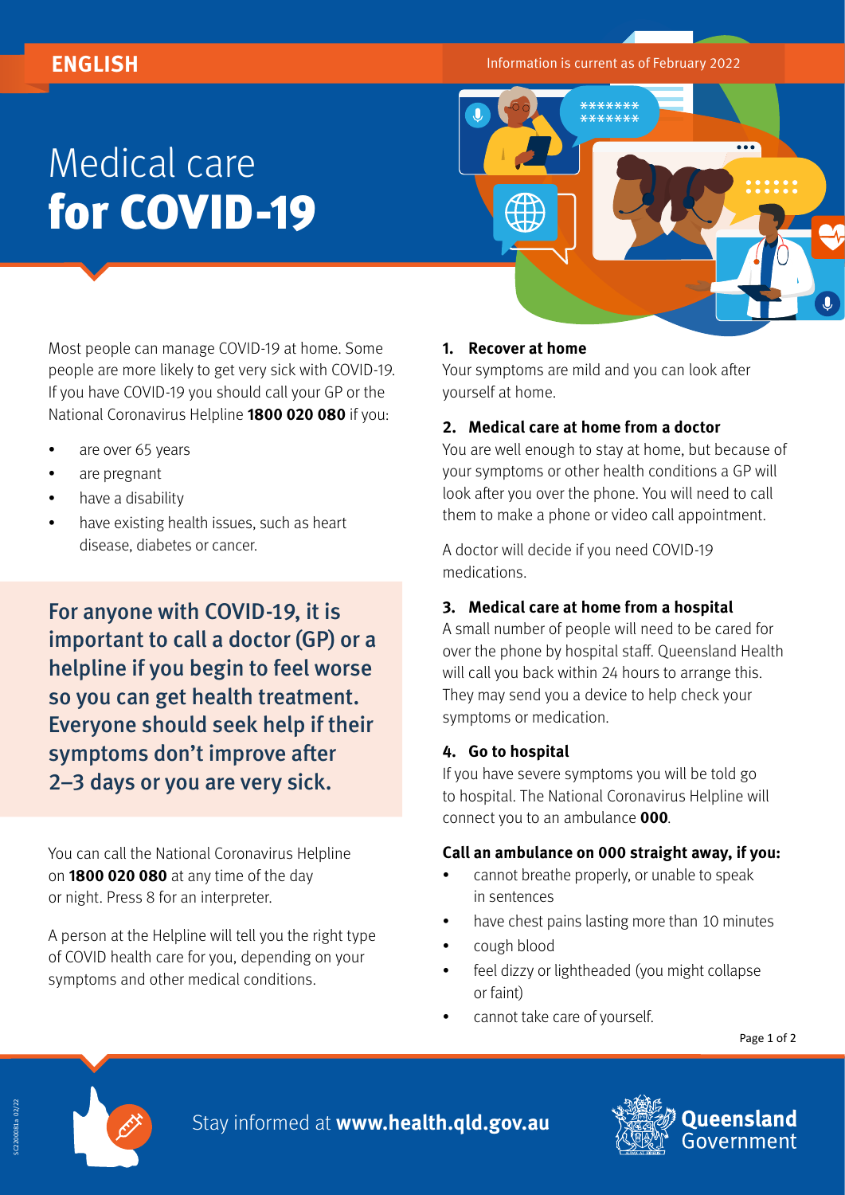ENGLISH

Information is current as of February 2022

# Medical care **for COVID-19**

Most people can manage COVID-19 at home. Some people are more likely to get very sick with COVID-19. If you have COVID-19 you should call your GP or the National Coronavirus Helpline **1800 020 080** if you:

- are over 65 years
- are pregnant
- have a disability
- have existing health issues, such as heart disease, diabetes or cancer.

**For anyone with COVID-19, it is important to call a doctor (GP) or a helpline if you begin to feel worse so you can get health treatment. Everyone should seek help if their symptoms don't improve after 2–3 days or you are very sick.**

You can call the National Coronavirus Helpline on **1800 020 080** at any time of the day or night. Press 8 for an interpreter.

A person at the Helpline will tell you the right type of COVID health care for you, depending on your symptoms and other medical conditions.

### 1. Recover at home

Your symptoms are mild and you can look after yourself at home.

### 2. Medical care at home from a doctor

You are well enough to stay at home, but because of your symptoms or other health conditions a GP will look after you over the phone. You will need to call them to make a phone or video call appointment.

A doctor will decide if you need COVID-19 medications.

### 3. Medical care at home from a hospital

A small number of people will need to be cared for over the phone by hospital staff. Queensland Health will call you back within 24 hours to arrange this. They may send you a device to help check your symptoms or medication.

### 4. Go to hospital

If you have severe symptoms you will be told go to hospital. The National Coronavirus Helpline will connect you to an ambulance **000**.

### Call an ambulance on 000 straight away, if you:

- cannot breathe properly, or unable to speak in sentences
- have chest pains lasting more than 10 minutes
- cough blood
- feel dizzy or lightheaded (you might collapse or faint)
- cannot take care of yourself.

Stay informed at **www.health.qld.gov.au**

Queensland Government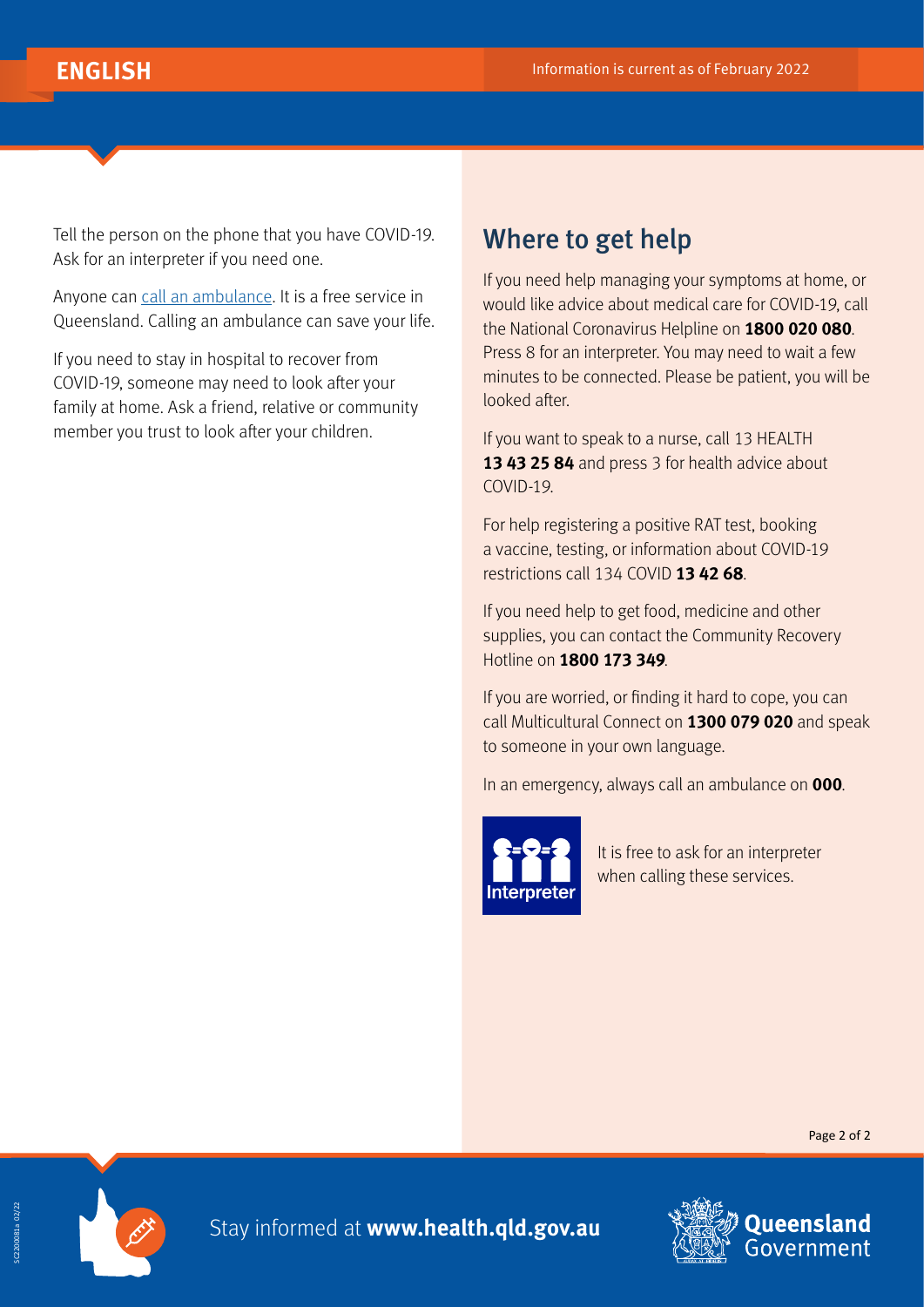Tell the person on the phone that you have COVID-19. Ask for an interpreter if you need one.

Anyone can call an ambulance. It is a free service in Queensland. Calling an ambulance can save your life.

If you need to stay in hospital to recover from COVID-19, someone may need to look after your family at home. Ask a friend, relative or community member you trust to look after your children.

## Where to get help

If you need help managing your symptoms at home, or would like advice about medical care for COVID-19, call the National Coronavirus Helpline on **1800 020 080**. Press 8 for an interpreter. You may need to wait a few minutes to be connected. Please be patient, you will be looked after.

If you want to speak to a nurse, call 13 HEALTH **13 43 25 84** and press 3 for health advice about COVID-19.

For help registering a positive RAT test, booking a vaccine, testing, or information about COVID-19 restrictions call 134 COVID **13 42 68**.

If you need help to get food, medicine and other supplies, you can contact the Community Recovery Hotline on **1800 173 349**.

If you are worried, or finding it hard to cope, you can call Multicultural Connect on **1300 079 020** and speak to someone in your own language.

In an emergency, always call an ambulance on **000**.

Interpreter

It is free to ask for an interpreter when calling these services.

Stay informed at **www.health.qld.gov.au**